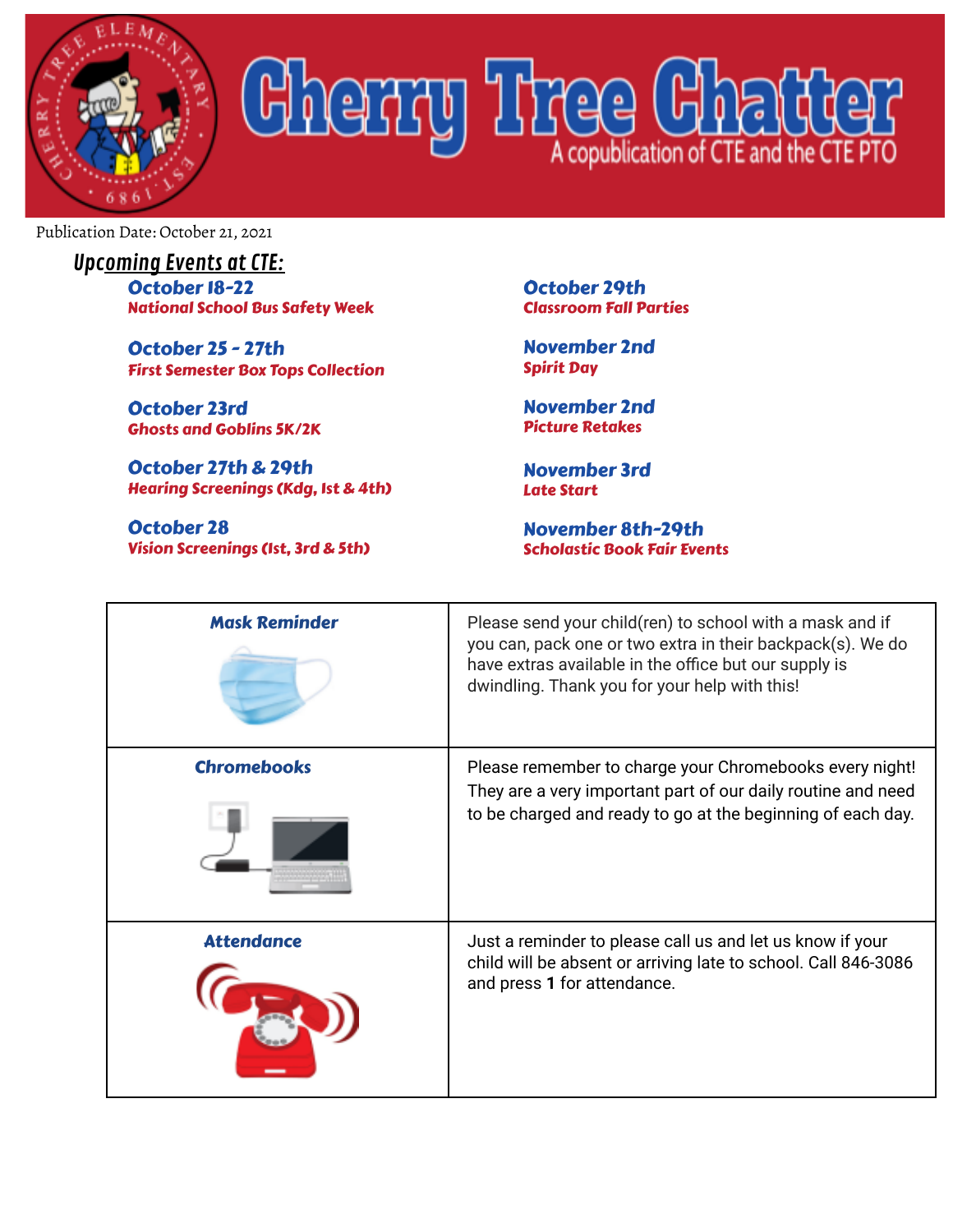# Cherry Tree Chatter

A copublication of CTE and the CTE PTO

Publication Date: October 21, 2021

## Upcoming Events at CTE:

**October 18-22**
National School Bus Safety Week

**October 25 - 27th**
First Semester Box Tops Collection

**October 23rd**
Ghosts and Goblins 5K/2K

**October 27th & 29th**
Hearing Screenings (Kdg, 1st & 4th)

**October 28**
Vision Screenings (1st, 3rd & 5th)

**October 29th**
Classroom Fall Parties

**November 2nd**
Spirit Day

**November 2nd**
Picture Retakes

**November 3rd**
Late Start

**November 8th-29th**
Scholastic Book Fair Events

| | |
|---|---|
| **Mask Reminder** | Please send your child(ren) to school with a mask and if you can, pack one or two extra in their backpack(s). We do have extras available in the office but our supply is dwindling. Thank you for your help with this! |
| **Chromebooks** | Please remember to charge your Chromebooks every night! They are a very important part of our daily routine and need to be charged and ready to go at the beginning of each day. |
| **Attendance** | Just a reminder to please call us and let us know if your child will be absent or arriving late to school. Call 846-3086 and press **1** for attendance. |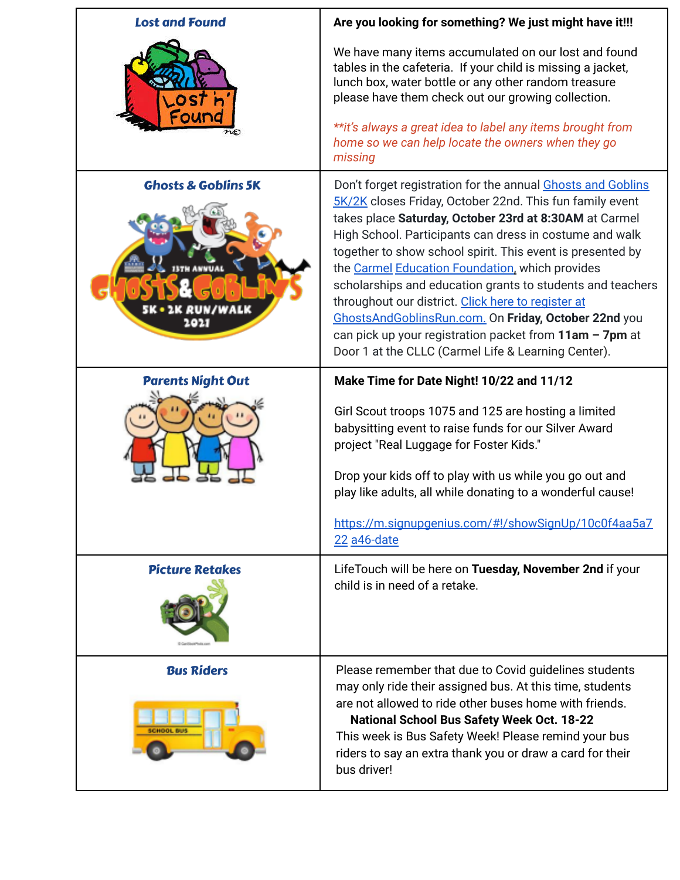| | |
|---|---|
| ***Lost and Found*** | **Are you looking for something? We just might have it!!!**<br><br>We have many items accumulated on our lost and found tables in the cafeteria. If your child is missing a jacket, lunch box, water bottle or any other random treasure please have them check out our growing collection.<br><br>*\*\*it's always a great idea to label any items brought from home so we can help locate the owners when they go missing* |
| ***Ghosts & Goblins 5K*** | Don't forget registration for the annual Ghosts and Goblins 5K/2K closes Friday, October 22nd. This fun family event takes place **Saturday, October 23rd at 8:30AM** at Carmel High School. Participants can dress in costume and walk together to show school spirit. This event is presented by the Carmel Education Foundation, which provides scholarships and education grants to students and teachers throughout our district. Click here to register at GhostsAndGoblinsRun.com. On **Friday, October 22nd** you can pick up your registration packet from **11am – 7pm** at Door 1 at the CLLC (Carmel Life & Learning Center). |
| ***Parents Night Out*** | **Make Time for Date Night! 10/22 and 11/12**<br><br>Girl Scout troops 1075 and 125 are hosting a limited babysitting event to raise funds for our Silver Award project "Real Luggage for Foster Kids."<br><br>Drop your kids off to play with us while you go out and play like adults, all while donating to a wonderful cause!<br><br>https://m.signupgenius.com/#!/showSignUp/10c0f4aa5a722 a46-date |
| ***Picture Retakes*** | LifeTouch will be here on **Tuesday, November 2nd** if your child is in need of a retake. |
| ***Bus Riders*** | Please remember that due to Covid guidelines students may only ride their assigned bus. At this time, students are not allowed to ride other buses home with friends.<br>**National School Bus Safety Week Oct. 18-22**<br>This week is Bus Safety Week! Please remind your bus riders to say an extra thank you or draw a card for their bus driver! |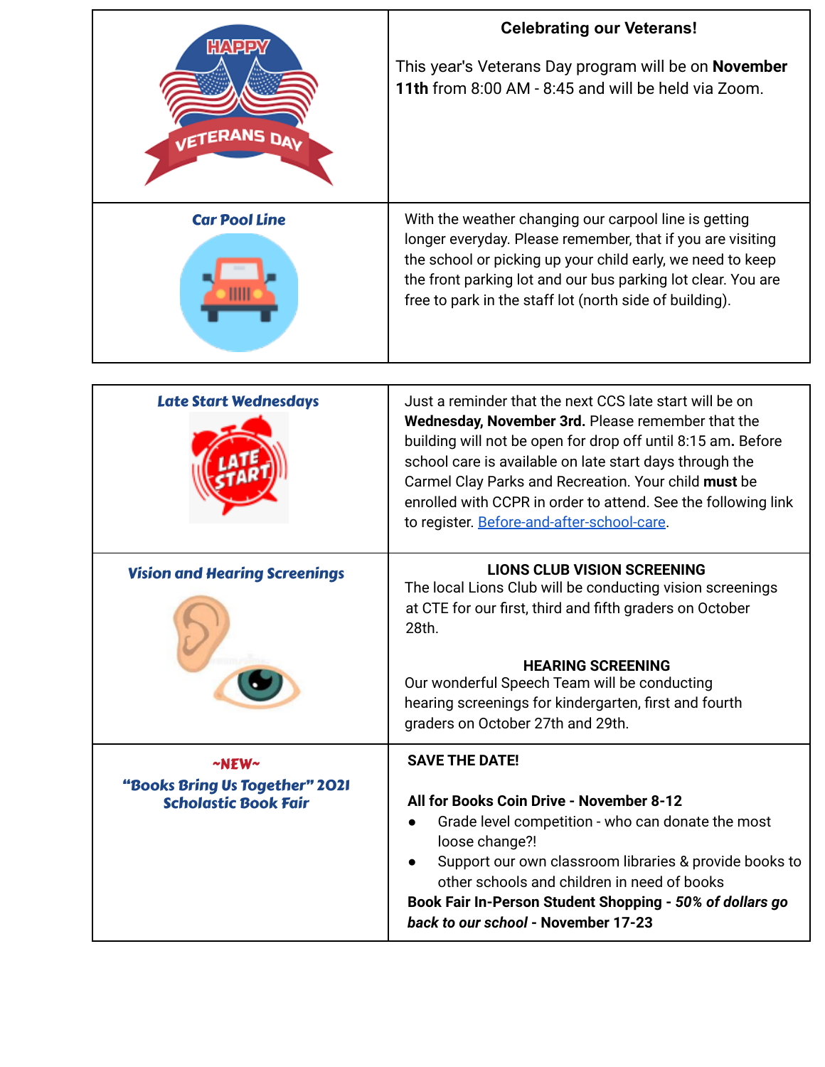| | |
|---|---|
| HAPPY VETERANS DAY | **Celebrating our Veterans!**<br><br>This year's Veterans Day program will be on **November 11th** from 8:00 AM - 8:45 and will be held via Zoom. |
| ***Car Pool Line*** | With the weather changing our carpool line is getting longer everyday. Please remember, that if you are visiting the school or picking up your child early, we need to keep the front parking lot and our bus parking lot clear. You are free to park in the staff lot (north side of building). |

| | |
|---|---|
| ***Late Start Wednesdays*** | Just a reminder that the next CCS late start will be on **Wednesday, November 3rd.** Please remember that the building will not be open for drop off until 8:15 am**.** Before school care is available on late start days through the Carmel Clay Parks and Recreation. Your child **must** be enrolled with CCPR in order to attend. See the following link to register. [Before-and-after-school-care](Before-and-after-school-care). |
| ***Vision and Hearing Screenings*** | **LIONS CLUB VISION SCREENING**<br>The local Lions Club will be conducting vision screenings at CTE for our first, third and fifth graders on October 28th.<br><br>**HEARING SCREENING**<br>Our wonderful Speech Team will be conducting hearing screenings for kindergarten, first and fourth graders on October 27th and 29th. |
| ***~NEW~***<br>***"Books Bring Us Together" 2021 Scholastic Book Fair*** | **SAVE THE DATE!**<br><br>**All for Books Coin Drive - November 8-12**<br>● Grade level competition - who can donate the most loose change?!<br>● Support our own classroom libraries & provide books to other schools and children in need of books<br>**Book Fair In-Person Student Shopping - *50% of dollars go back to our school* - November 17-23** |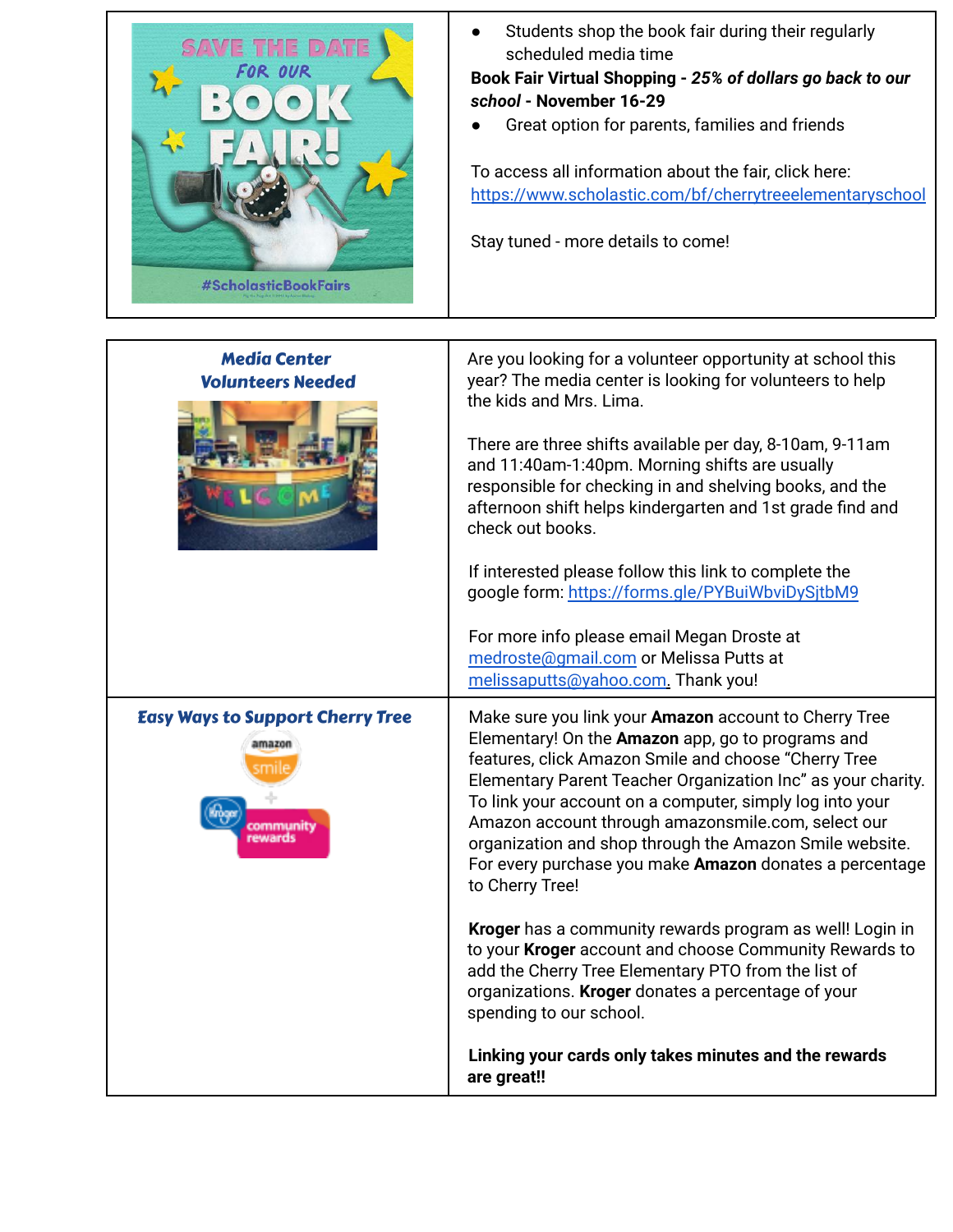| | |
|---|---|
| SAVE THE DATE FOR OUR BOOK FAIR! #ScholasticBookFairs | • Students shop the book fair during their regularly scheduled media time<br>**Book Fair Virtual Shopping - *25% of dollars go back to our school* - November 16-29**<br>• Great option for parents, families and friends<br><br>To access all information about the fair, click here: https://www.scholastic.com/bf/cherrytreeelementaryschool<br><br>Stay tuned - more details to come! |

| | |
|---|---|
| ***Media Center Volunteers Needed*** | Are you looking for a volunteer opportunity at school this year? The media center is looking for volunteers to help the kids and Mrs. Lima.<br><br>There are three shifts available per day, 8-10am, 9-11am and 11:40am-1:40pm. Morning shifts are usually responsible for checking in and shelving books, and the afternoon shift helps kindergarten and 1st grade find and check out books.<br><br>If interested please follow this link to complete the google form: https://forms.gle/PYBuiWbviDySjtbM9<br><br>For more info please email Megan Droste at medroste@gmail.com or Melissa Putts at melissaputts@yahoo.com. Thank you! |
| ***Easy Ways to Support Cherry Tree*** | Make sure you link your **Amazon** account to Cherry Tree Elementary! On the **Amazon** app, go to programs and features, click Amazon Smile and choose "Cherry Tree Elementary Parent Teacher Organization Inc" as your charity. To link your account on a computer, simply log into your Amazon account through amazonsmile.com, select our organization and shop through the Amazon Smile website. For every purchase you make **Amazon** donates a percentage to Cherry Tree!<br><br>**Kroger** has a community rewards program as well! Login in to your **Kroger** account and choose Community Rewards to add the Cherry Tree Elementary PTO from the list of organizations. **Kroger** donates a percentage of your spending to our school.<br><br>**Linking your cards only takes minutes and the rewards are great!!** |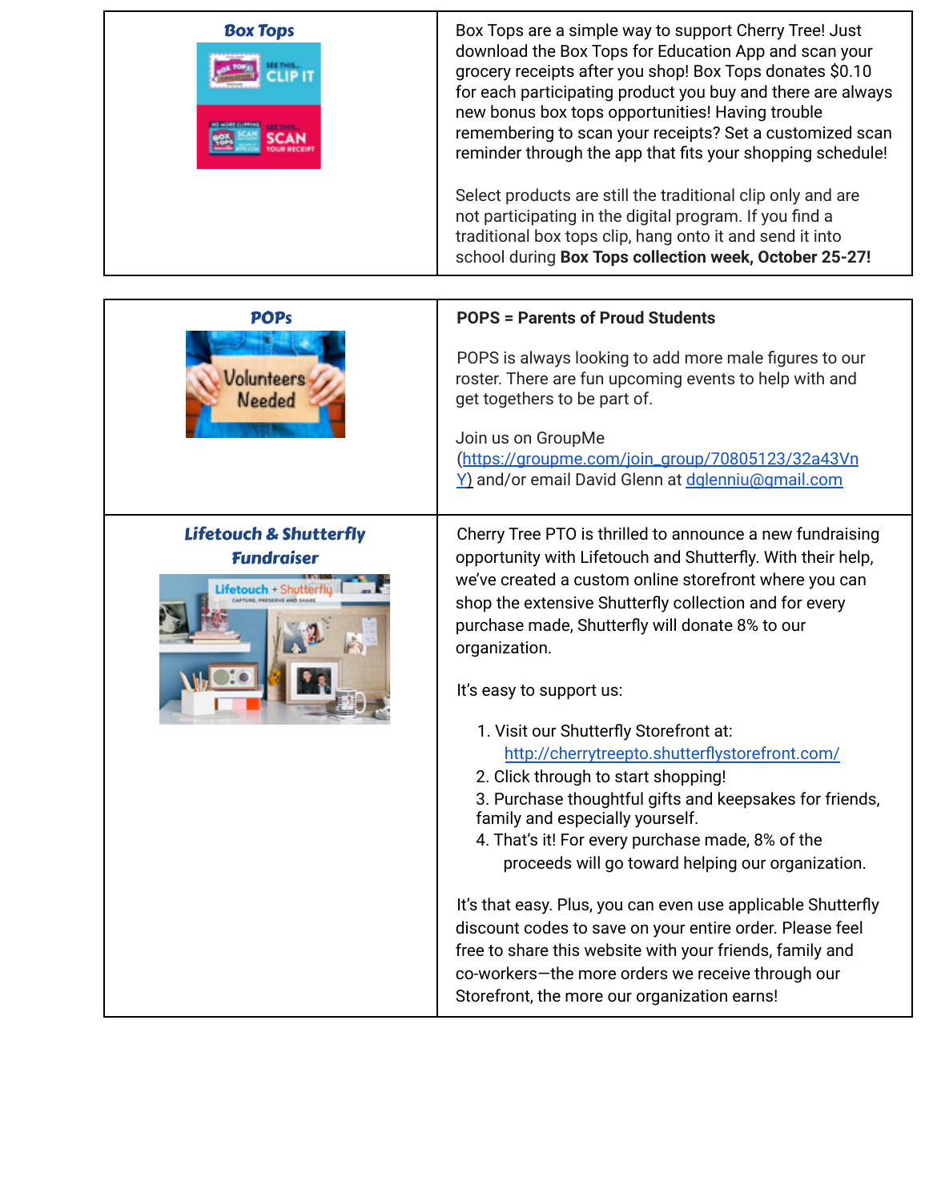| Box Tops | Box Tops are a simple way to support Cherry Tree! Just download the Box Tops for Education App and scan your grocery receipts after you shop! Box Tops donates $0.10 for each participating product you buy and there are always new bonus box tops opportunities! Having trouble remembering to scan your receipts? Set a customized scan reminder through the app that fits your shopping schedule!<br><br>Select products are still the traditional clip only and are not participating in the digital program. If you find a traditional box tops clip, hang onto it and send it into school during **Box Tops collection week, October 25-27!** |
| --- | --- |

| POPs | **POPS = Parents of Proud Students**<br><br>POPS is always looking to add more male figures to our roster. There are fun upcoming events to help with and get togethers to be part of.<br><br>Join us on GroupMe (https://groupme.com/join_group/70805123/32a43VnY) and/or email David Glenn at dglenniu@gmail.com |
| --- | --- |
| **Lifetouch & Shutterfly Fundraiser** | Cherry Tree PTO is thrilled to announce a new fundraising opportunity with Lifetouch and Shutterfly. With their help, we've created a custom online storefront where you can shop the extensive Shutterfly collection and for every purchase made, Shutterfly will donate 8% to our organization.<br><br>It's easy to support us:<br><br>1. Visit our Shutterfly Storefront at: http://cherrytreepto.shutterflystorefront.com/<br>2. Click through to start shopping!<br>3. Purchase thoughtful gifts and keepsakes for friends, family and especially yourself.<br>4. That's it! For every purchase made, 8% of the proceeds will go toward helping our organization.<br><br>It's that easy. Plus, you can even use applicable Shutterfly discount codes to save on your entire order. Please feel free to share this website with your friends, family and co-workers—the more orders we receive through our Storefront, the more our organization earns! |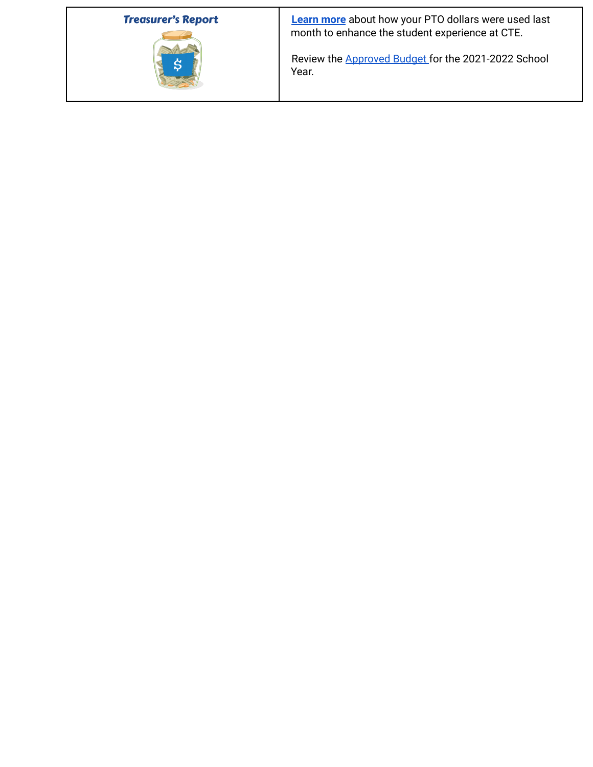| | |
|---|---|
| ***Treasurer's Report*** | **Learn more** about how your PTO dollars were used last month to enhance the student experience at CTE.<br><br>Review the Approved Budget for the 2021-2022 School Year. |